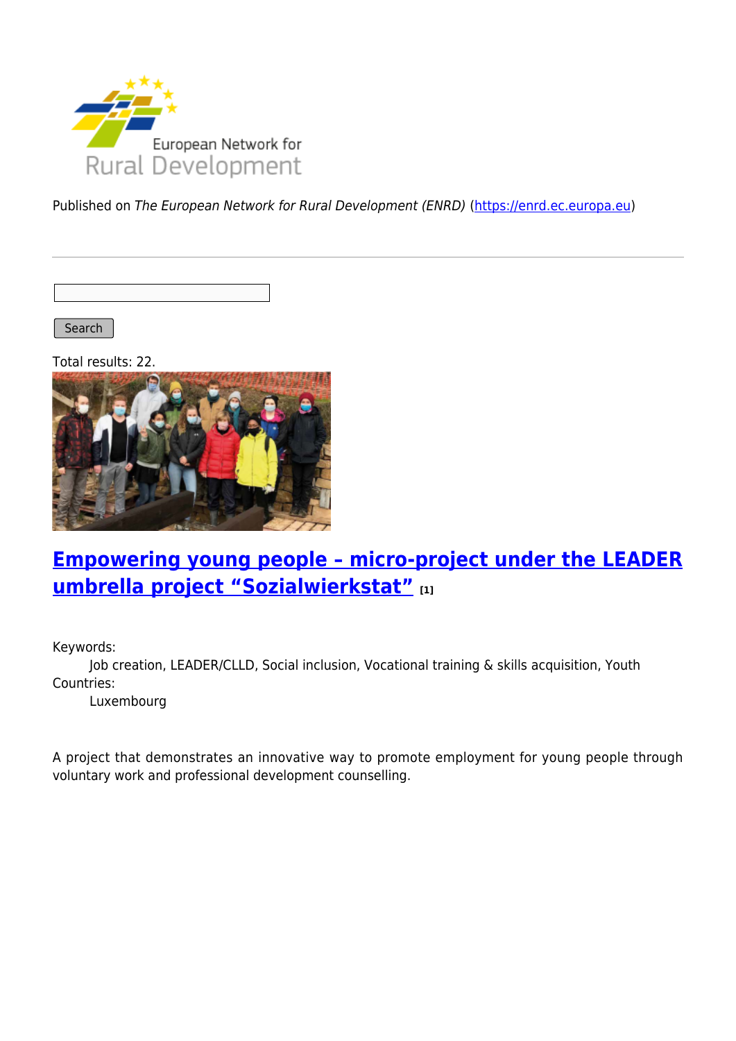Published on *The European Network for Rural Development (ENRD)* (https://enrd.ec.europa.eu)

Search

Total results: 22.

## Empowering young people – micro-project under the LEADER umbrella project "Sozialwierkstat" [1]

Keywords:
Job creation, LEADER/CLLD, Social inclusion, Vocational training & skills acquisition, Youth

Countries:
Luxembourg

A project that demonstrates an innovative way to promote employment for young people through voluntary work and professional development counselling.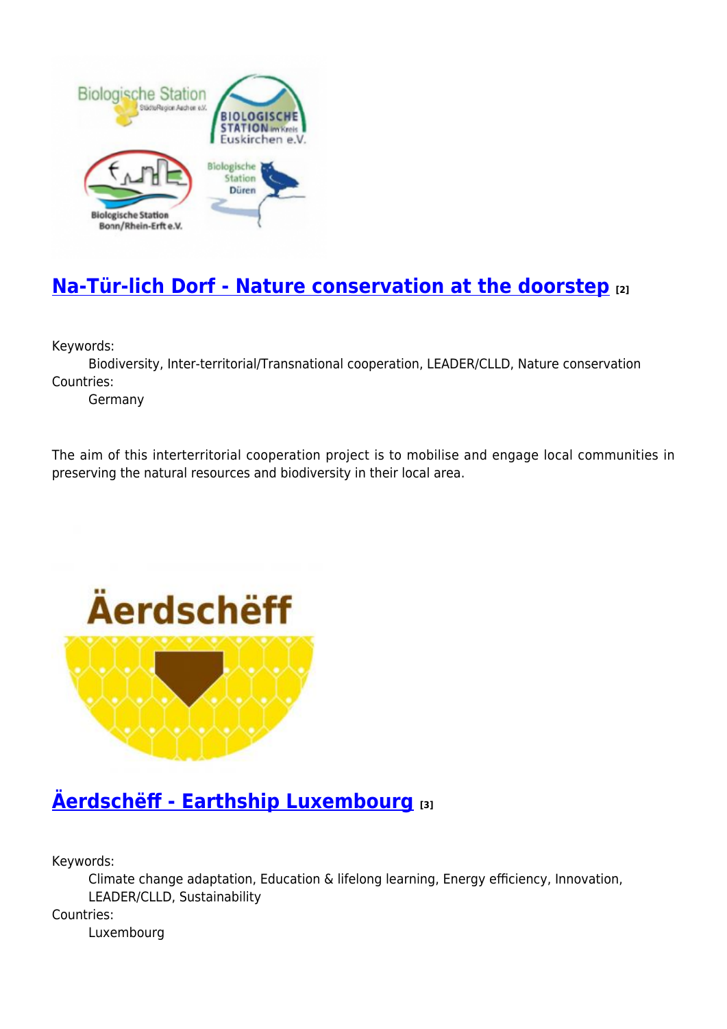## Na-Tür-lich Dorf - Nature conservation at the doorstep [2]

Keywords:
Biodiversity, Inter-territorial/Transnational cooperation, LEADER/CLLD, Nature conservation

Countries:
Germany

The aim of this interterritorial cooperation project is to mobilise and engage local communities in preserving the natural resources and biodiversity in their local area.

## Äerdschëff - Earthship Luxembourg [3]

Keywords:
Climate change adaptation, Education & lifelong learning, Energy efficiency, Innovation, LEADER/CLLD, Sustainability

Countries:
Luxembourg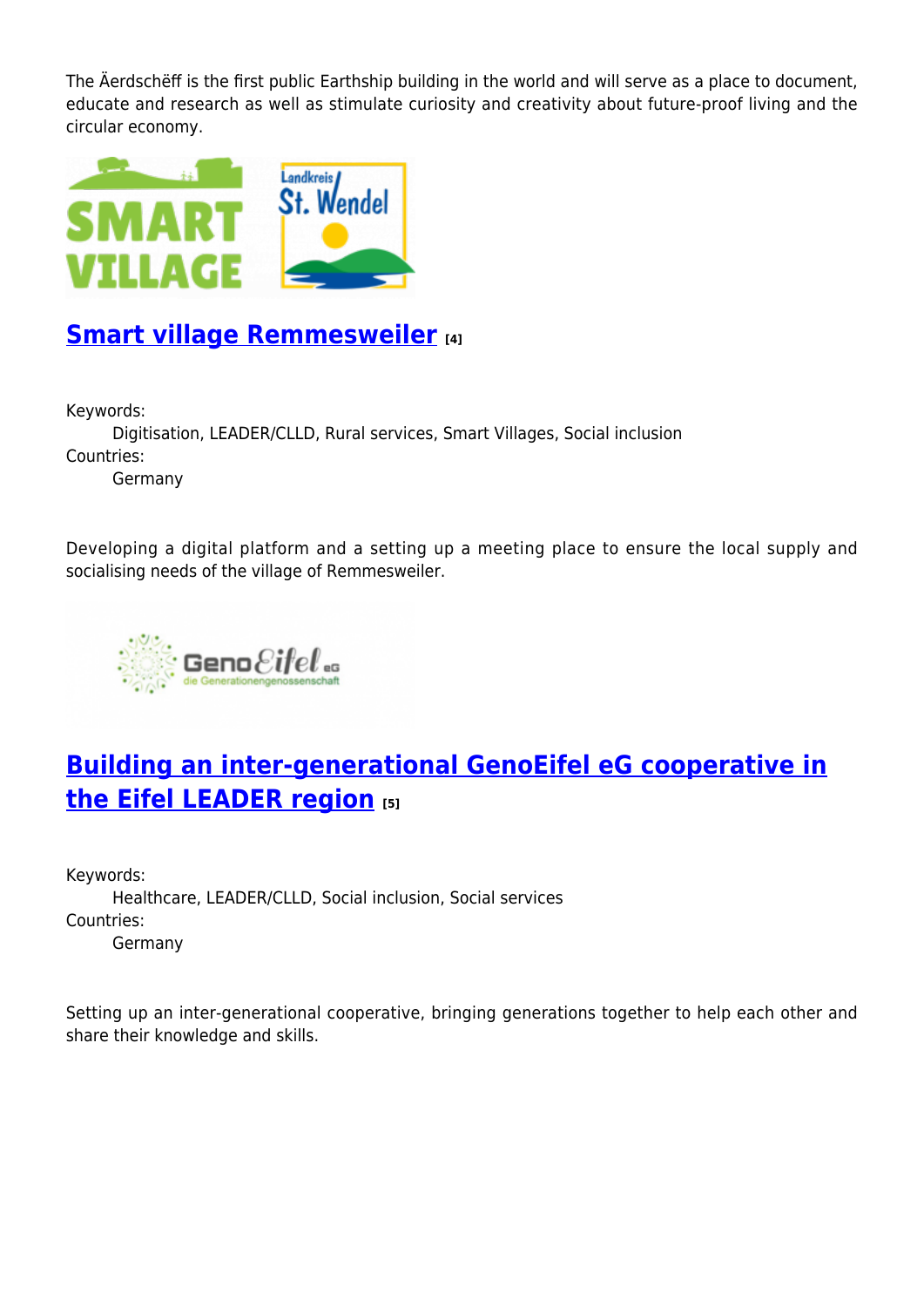The Äerdschëff is the first public Earthship building in the world and will serve as a place to document, educate and research as well as stimulate curiosity and creativity about future-proof living and the circular economy.

## Smart village Remmesweiler [4]

Keywords:
Digitisation, LEADER/CLLD, Rural services, Smart Villages, Social inclusion

Countries:
Germany

Developing a digital platform and a setting up a meeting place to ensure the local supply and socialising needs of the village of Remmesweiler.

## Building an inter-generational GenoEifel eG cooperative in the Eifel LEADER region [5]

Keywords:
Healthcare, LEADER/CLLD, Social inclusion, Social services

Countries:
Germany

Setting up an inter-generational cooperative, bringing generations together to help each other and share their knowledge and skills.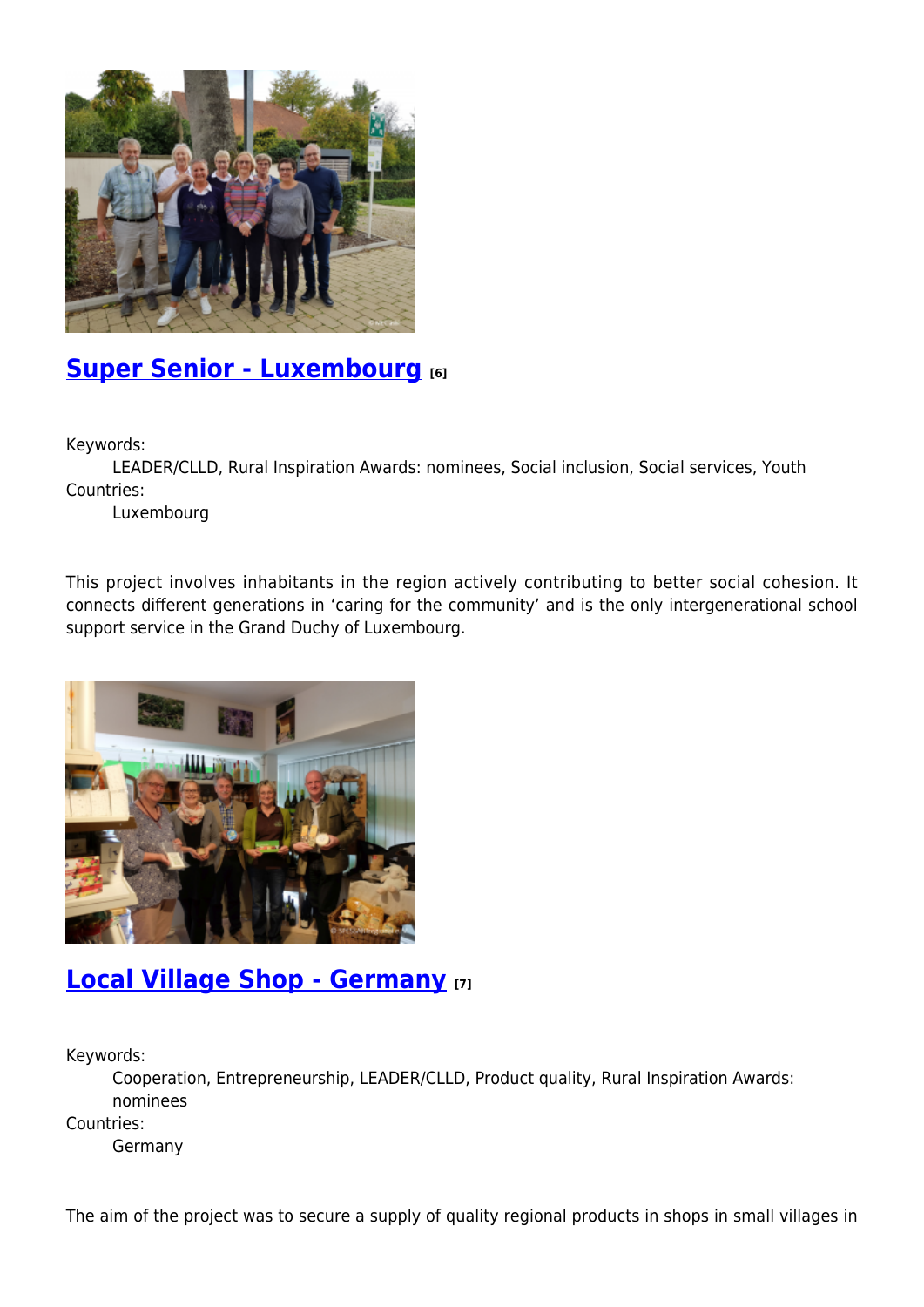## [Super Senior - Luxembourg](#) [6]

Keywords:
LEADER/CLLD, Rural Inspiration Awards: nominees, Social inclusion, Social services, Youth
Countries:
Luxembourg

This project involves inhabitants in the region actively contributing to better social cohesion. It connects different generations in ‘caring for the community’ and is the only intergenerational school support service in the Grand Duchy of Luxembourg.

## [Local Village Shop - Germany](#) [7]

Keywords:
Cooperation, Entrepreneurship, LEADER/CLLD, Product quality, Rural Inspiration Awards: nominees
Countries:
Germany

The aim of the project was to secure a supply of quality regional products in shops in small villages in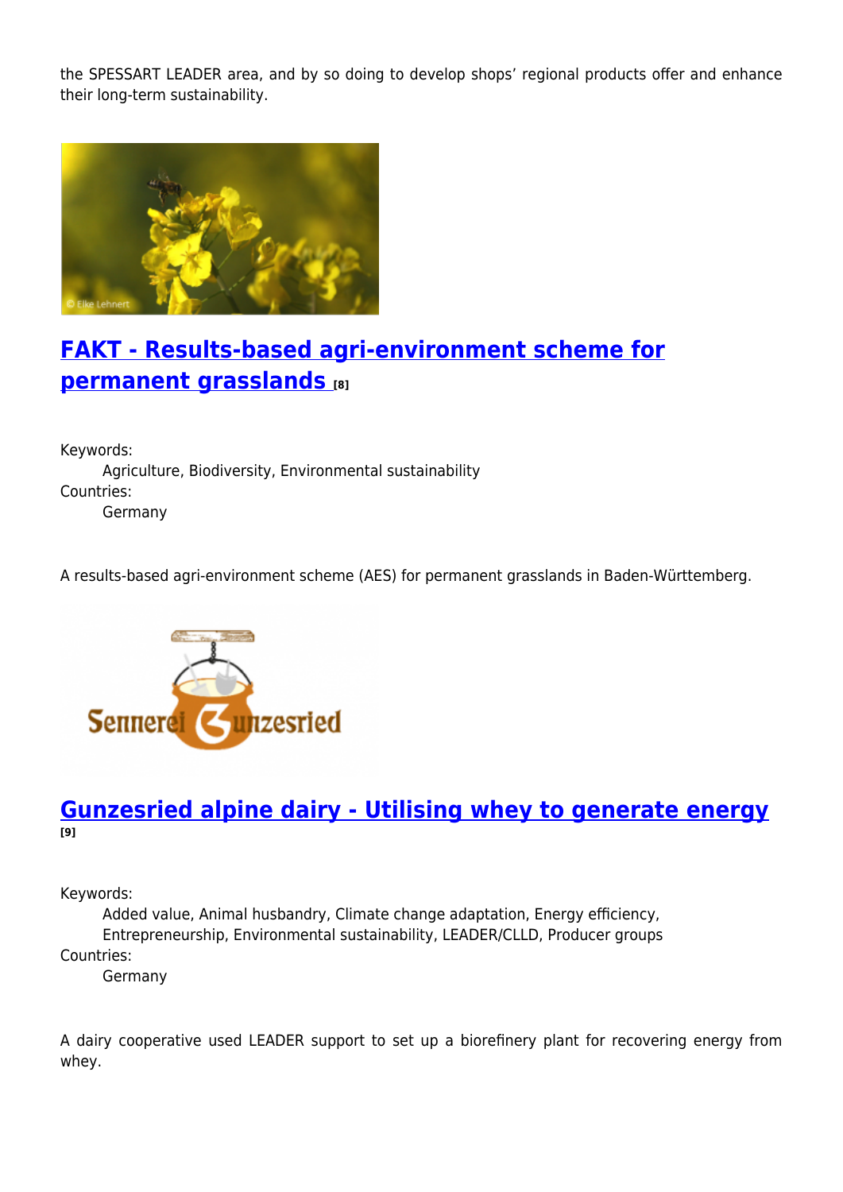the SPESSART LEADER area, and by so doing to develop shops' regional products offer and enhance their long-term sustainability.

## FAKT - Results-based agri-environment scheme for permanent grasslands [8]

Keywords:
Agriculture, Biodiversity, Environmental sustainability
Countries:
Germany

A results-based agri-environment scheme (AES) for permanent grasslands in Baden-Württemberg.

## Gunzesried alpine dairy - Utilising whey to generate energy [9]

Keywords:
Added value, Animal husbandry, Climate change adaptation, Energy efficiency, Entrepreneurship, Environmental sustainability, LEADER/CLLD, Producer groups
Countries:
Germany

A dairy cooperative used LEADER support to set up a biorefinery plant for recovering energy from whey.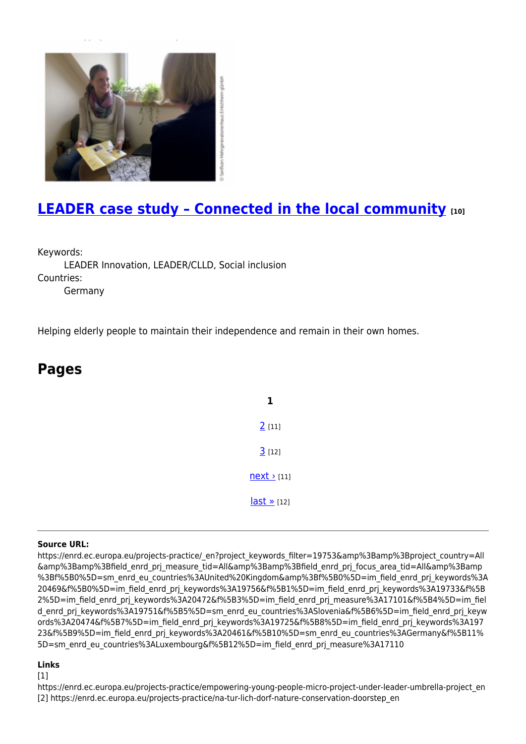## LEADER case study – Connected in the local community [10]

Keywords:
LEADER Innovation, LEADER/CLLD, Social inclusion

Countries:
Germany

Helping elderly people to maintain their independence and remain in their own homes.

## Pages

**1**

2 [11]

3 [12]

next › [11]

last » [12]

---

**Source URL:**
https://enrd.ec.europa.eu/projects-practice/_en?project_keywords_filter=19753&amp%3Bamp%3Bproject_country=All&amp%3Bamp%3Bfield_enrd_prj_measure_tid=All&amp%3Bamp%3Bfield_enrd_prj_focus_area_tid=All&amp%3Bamp%3Bf%5B0%5D=sm_enrd_eu_countries%3AUnited%20Kingdom&amp%3Bf%5B0%5D=im_field_enrd_prj_keywords%3A20469&f%5B0%5D=im_field_enrd_prj_keywords%3A19756&f%5B1%5D=im_field_enrd_prj_keywords%3A19733&f%5B2%5D=im_field_enrd_prj_keywords%3A20472&f%5B3%5D=im_field_enrd_prj_measure%3A17101&f%5B4%5D=im_field_enrd_prj_keywords%3A19751&f%5B5%5D=sm_enrd_eu_countries%3ASlovenia&f%5B6%5D=im_field_enrd_prj_keywords%3A20474&f%5B7%5D=im_field_enrd_prj_keywords%3A19725&f%5B8%5D=im_field_enrd_prj_keywords%3A19723&f%5B9%5D=im_field_enrd_prj_keywords%3A20461&f%5B10%5D=sm_enrd_eu_countries%3AGermany&f%5B11%5D=sm_enrd_eu_countries%3ALuxembourg&f%5B12%5D=im_field_enrd_prj_measure%3A17110

**Links**
[1] https://enrd.ec.europa.eu/projects-practice/empowering-young-people-micro-project-under-leader-umbrella-project_en
[2] https://enrd.ec.europa.eu/projects-practice/na-tur-lich-dorf-nature-conservation-doorstep_en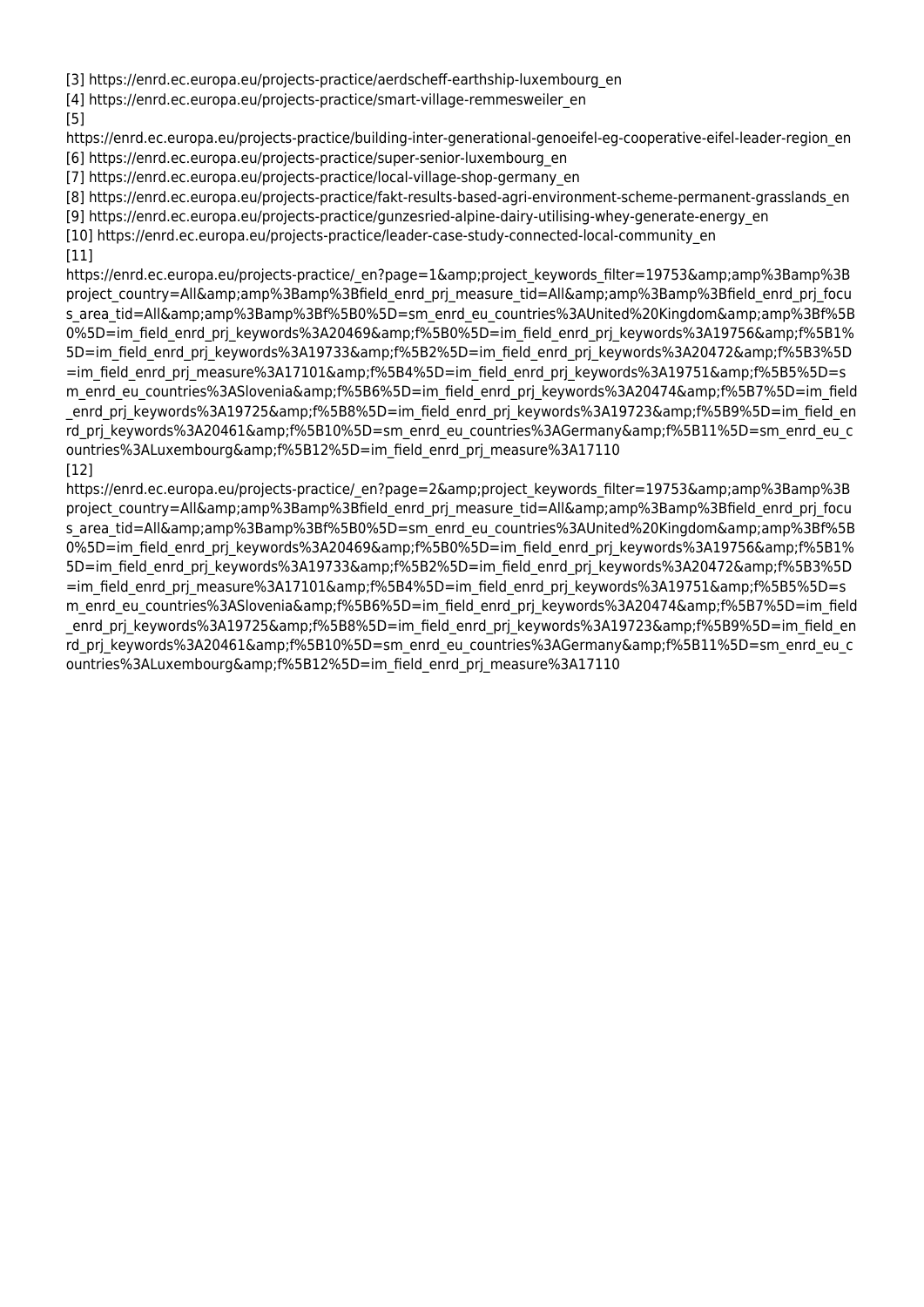[3] https://enrd.ec.europa.eu/projects-practice/aerdscheff-earthship-luxembourg_en

[4] https://enrd.ec.europa.eu/projects-practice/smart-village-remmesweiler_en

[5] https://enrd.ec.europa.eu/projects-practice/building-inter-generational-genoeifel-eg-cooperative-eifel-leader-region_en

[6] https://enrd.ec.europa.eu/projects-practice/super-senior-luxembourg_en

[7] https://enrd.ec.europa.eu/projects-practice/local-village-shop-germany_en

[8] https://enrd.ec.europa.eu/projects-practice/fakt-results-based-agri-environment-scheme-permanent-grasslands_en

[9] https://enrd.ec.europa.eu/projects-practice/gunzesried-alpine-dairy-utilising-whey-generate-energy_en

[10] https://enrd.ec.europa.eu/projects-practice/leader-case-study-connected-local-community_en

[11] https://enrd.ec.europa.eu/projects-practice/_en?page=1&amp;project_keywords_filter=19753&amp;amp%3Bamp%3Bproject_country=All&amp;amp%3Bamp%3Bfield_enrd_prj_measure_tid=All&amp;amp%3Bamp%3Bfield_enrd_prj_focus_area_tid=All&amp;amp%3Bamp%3Bf%5B0%5D=sm_enrd_eu_countries%3AUnited%20Kingdom&amp;amp%3Bf%5B0%5D=im_field_enrd_prj_keywords%3A20469&amp;f%5B0%5D=im_field_enrd_prj_keywords%3A19756&amp;f%5B1%5D=im_field_enrd_prj_keywords%3A19733&amp;f%5B2%5D=im_field_enrd_prj_keywords%3A20472&amp;f%5B3%5D=im_field_enrd_prj_measure%3A17101&amp;f%5B4%5D=im_field_enrd_prj_keywords%3A19751&amp;f%5B5%5D=sm_enrd_eu_countries%3ASlovenia&amp;f%5B6%5D=im_field_enrd_prj_keywords%3A20474&amp;f%5B7%5D=im_field_enrd_prj_keywords%3A19725&amp;f%5B8%5D=im_field_enrd_prj_keywords%3A19723&amp;f%5B9%5D=im_field_enrd_prj_keywords%3A20461&amp;f%5B10%5D=sm_enrd_eu_countries%3AGermany&amp;f%5B11%5D=sm_enrd_eu_countries%3ALuxembourg&amp;f%5B12%5D=im_field_enrd_prj_measure%3A17110

[12] https://enrd.ec.europa.eu/projects-practice/_en?page=2&amp;project_keywords_filter=19753&amp;amp%3Bamp%3Bproject_country=All&amp;amp%3Bamp%3Bfield_enrd_prj_measure_tid=All&amp;amp%3Bamp%3Bfield_enrd_prj_focus_area_tid=All&amp;amp%3Bamp%3Bf%5B0%5D=sm_enrd_eu_countries%3AUnited%20Kingdom&amp;amp%3Bf%5B0%5D=im_field_enrd_prj_keywords%3A20469&amp;f%5B0%5D=im_field_enrd_prj_keywords%3A19756&amp;f%5B1%5D=im_field_enrd_prj_keywords%3A19733&amp;f%5B2%5D=im_field_enrd_prj_keywords%3A20472&amp;f%5B3%5D=im_field_enrd_prj_measure%3A17101&amp;f%5B4%5D=im_field_enrd_prj_keywords%3A19751&amp;f%5B5%5D=sm_enrd_eu_countries%3ASlovenia&amp;f%5B6%5D=im_field_enrd_prj_keywords%3A20474&amp;f%5B7%5D=im_field_enrd_prj_keywords%3A19725&amp;f%5B8%5D=im_field_enrd_prj_keywords%3A19723&amp;f%5B9%5D=im_field_enrd_prj_keywords%3A20461&amp;f%5B10%5D=sm_enrd_eu_countries%3AGermany&amp;f%5B11%5D=sm_enrd_eu_countries%3ALuxembourg&amp;f%5B12%5D=im_field_enrd_prj_measure%3A17110